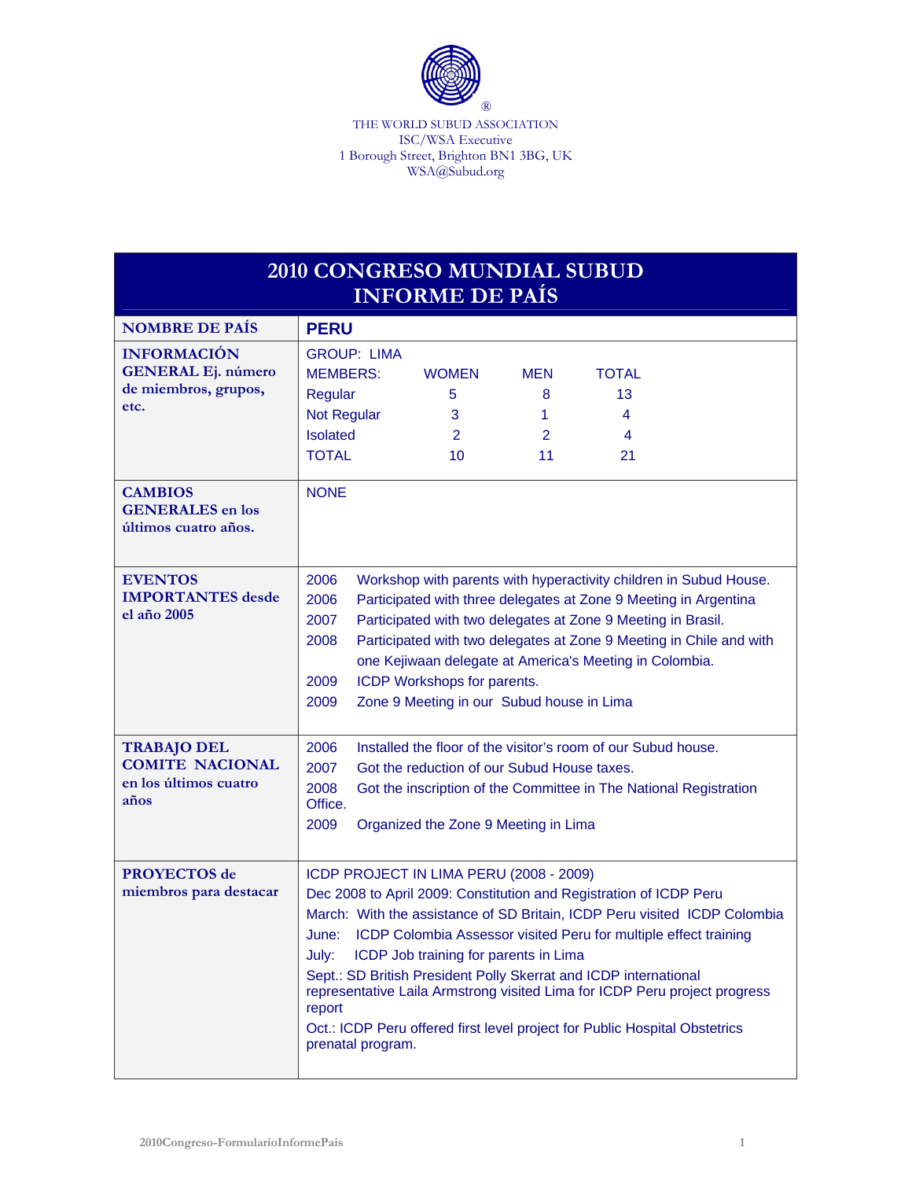THE WORLD SUBUD ASSOCIATION
ISC/WSA Executive
1 Borough Street, Brighton BN1 3BG, UK
WSA@Subud.org

# 2010 CONGRESO MUNDIAL SUBUD
# INFORME DE PAÍS

| NOMBRE DE PAÍS | PERU |
|---|---|
| INFORMACIÓN GENERAL Ej. número de miembros, grupos, etc. | GROUP: LIMA<br><br>MEMBERS: WOMEN / MEN / TOTAL<br>Regular: 5 / 8 / 13<br>Not Regular: 3 / 1 / 4<br>Isolated: 2 / 2 / 4<br>TOTAL: 10 / 11 / 21 |
| CAMBIOS GENERALES en los últimos cuatro años. | NONE |
| EVENTOS IMPORTANTES desde el año 2005 | 2006 Workshop with parents with hyperactivity children in Subud House.<br>2006 Participated with three delegates at Zone 9 Meeting in Argentina<br>2007 Participated with two delegates at Zone 9 Meeting in Brasil.<br>2008 Participated with two delegates at Zone 9 Meeting in Chile and with one Kejiwaan delegate at America's Meeting in Colombia.<br>2009 ICDP Workshops for parents.<br>2009 Zone 9 Meeting in our Subud house in Lima |
| TRABAJO DEL COMITE NACIONAL en los últimos cuatro años | 2006 Installed the floor of the visitor's room of our Subud house.<br>2007 Got the reduction of our Subud House taxes.<br>2008 Got the inscription of the Committee in The National Registration Office.<br>2009 Organized the Zone 9 Meeting in Lima |
| PROYECTOS de miembros para destacar | ICDP PROJECT IN LIMA PERU (2008 - 2009)<br>Dec 2008 to April 2009: Constitution and Registration of ICDP Peru<br>March: With the assistance of SD Britain, ICDP Peru visited ICDP Colombia<br>June: ICDP Colombia Assessor visited Peru for multiple effect training<br>July: ICDP Job training for parents in Lima<br>Sept.: SD British President Polly Skerrat and ICDP international representative Laila Armstrong visited Lima for ICDP Peru project progress report<br>Oct.: ICDP Peru offered first level project for Public Hospital Obstetrics prenatal program. |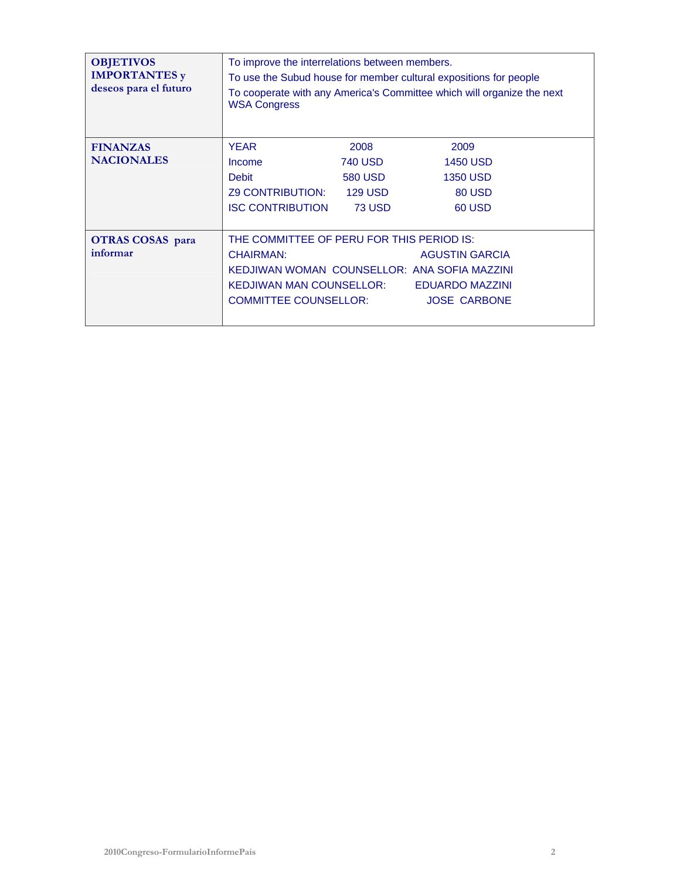| | |
|---|---|
| **OBJETIVOS IMPORTANTES y deseos para el futuro** | To improve the interrelations between members.<br>To use the Subud house for member cultural expositions for people<br>To cooperate with any America's Committee which will organize the next WSA Congress |
| **FINANZAS NACIONALES** | YEAR 2008 2009<br>Income 740 USD 1450 USD<br>Debit 580 USD 1350 USD<br>Z9 CONTRIBUTION: 129 USD 80 USD<br>ISC CONTRIBUTION 73 USD 60 USD |
| **OTRAS COSAS para informar** | THE COMMITTEE OF PERU FOR THIS PERIOD IS:<br>CHAIRMAN: AGUSTIN GARCIA<br>KEDJIWAN WOMAN COUNSELLOR: ANA SOFIA MAZZINI<br>KEDJIWAN MAN COUNSELLOR: EDUARDO MAZZINI<br>COMMITTEE COUNSELLOR: JOSE CARBONE |